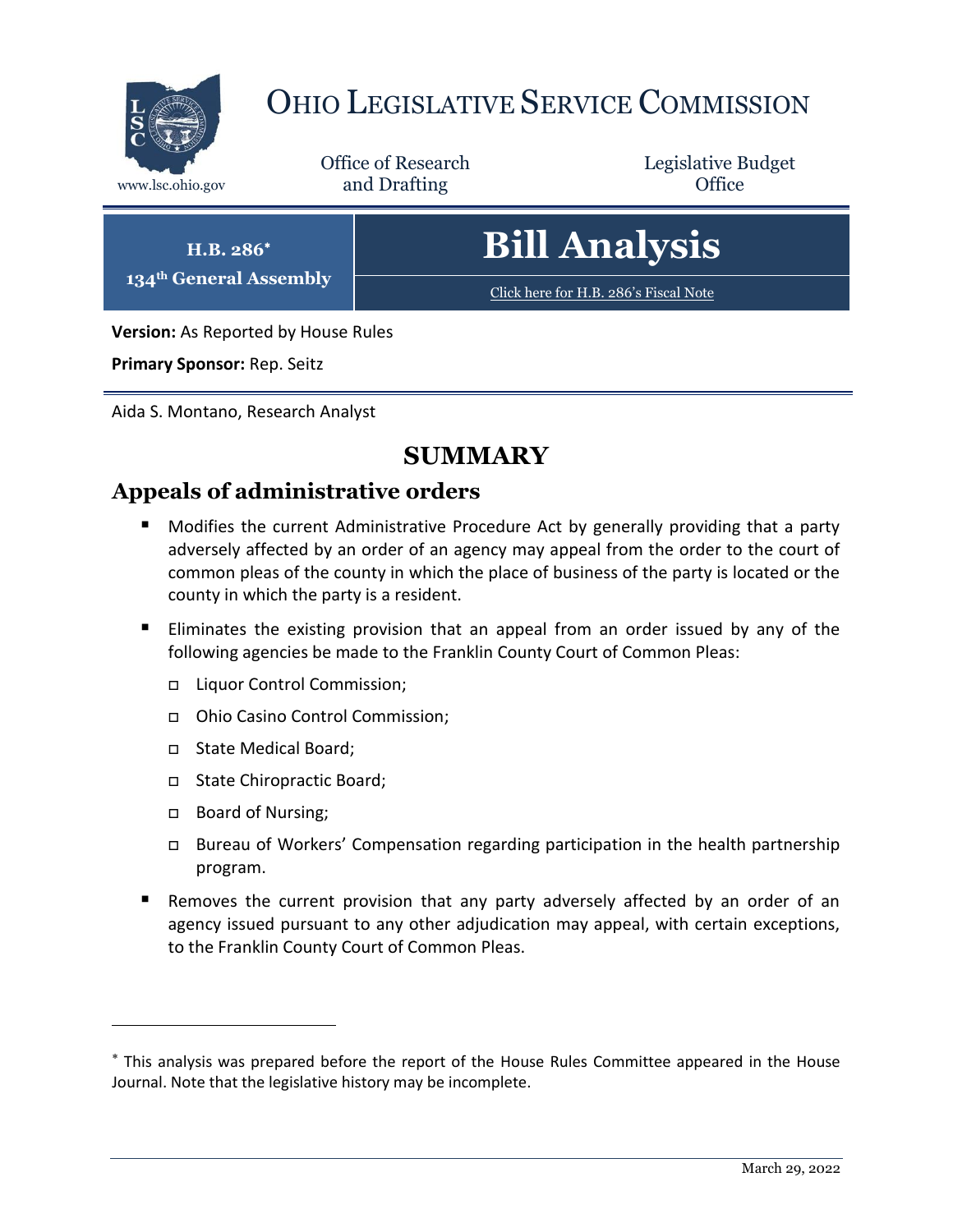# OHIO LEGISLATIVE SERVICE COMMISSION

www.lsc.ohio.gov

Office of Research and Drafting

Legislative Budget Office

**H.B. 286***
**134th General Assembly**

# Bill Analysis

Click here for H.B. 286's Fiscal Note

**Version:** As Reported by House Rules

**Primary Sponsor:** Rep. Seitz

Aida S. Montano, Research Analyst

## SUMMARY

### Appeals of administrative orders

- Modifies the current Administrative Procedure Act by generally providing that a party adversely affected by an order of an agency may appeal from the order to the court of common pleas of the county in which the place of business of the party is located or the county in which the party is a resident.
- Eliminates the existing provision that an appeal from an order issued by any of the following agencies be made to the Franklin County Court of Common Pleas:
  - Liquor Control Commission;
  - Ohio Casino Control Commission;
  - State Medical Board;
  - State Chiropractic Board;
  - Board of Nursing;
  - Bureau of Workers' Compensation regarding participation in the health partnership program.
- Removes the current provision that any party adversely affected by an order of an agency issued pursuant to any other adjudication may appeal, with certain exceptions, to the Franklin County Court of Common Pleas.

---

* This analysis was prepared before the report of the House Rules Committee appeared in the House Journal. Note that the legislative history may be incomplete.

March 29, 2022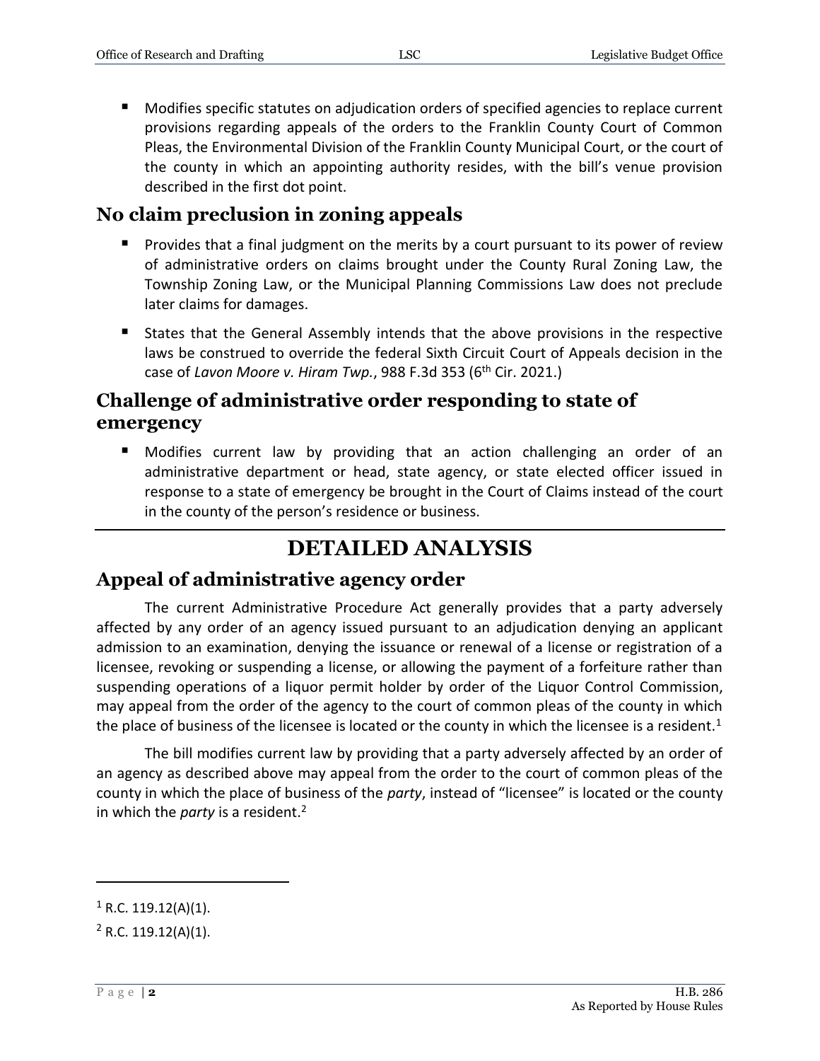- Modifies specific statutes on adjudication orders of specified agencies to replace current provisions regarding appeals of the orders to the Franklin County Court of Common Pleas, the Environmental Division of the Franklin County Municipal Court, or the court of the county in which an appointing authority resides, with the bill's venue provision described in the first dot point.

## No claim preclusion in zoning appeals

- Provides that a final judgment on the merits by a court pursuant to its power of review of administrative orders on claims brought under the County Rural Zoning Law, the Township Zoning Law, or the Municipal Planning Commissions Law does not preclude later claims for damages.
- States that the General Assembly intends that the above provisions in the respective laws be construed to override the federal Sixth Circuit Court of Appeals decision in the case of *Lavon Moore v. Hiram Twp.*, 988 F.3d 353 (6th Cir. 2021.)

## Challenge of administrative order responding to state of emergency

- Modifies current law by providing that an action challenging an order of an administrative department or head, state agency, or state elected officer issued in response to a state of emergency be brought in the Court of Claims instead of the court in the county of the person's residence or business.

# DETAILED ANALYSIS

## Appeal of administrative agency order

The current Administrative Procedure Act generally provides that a party adversely affected by any order of an agency issued pursuant to an adjudication denying an applicant admission to an examination, denying the issuance or renewal of a license or registration of a licensee, revoking or suspending a license, or allowing the payment of a forfeiture rather than suspending operations of a liquor permit holder by order of the Liquor Control Commission, may appeal from the order of the agency to the court of common pleas of the county in which the place of business of the licensee is located or the county in which the licensee is a resident.[1]

The bill modifies current law by providing that a party adversely affected by an order of an agency as described above may appeal from the order to the court of common pleas of the county in which the place of business of the *party*, instead of "licensee" is located or the county in which the *party* is a resident.[2]

---

[1] R.C. 119.12(A)(1).

[2] R.C. 119.12(A)(1).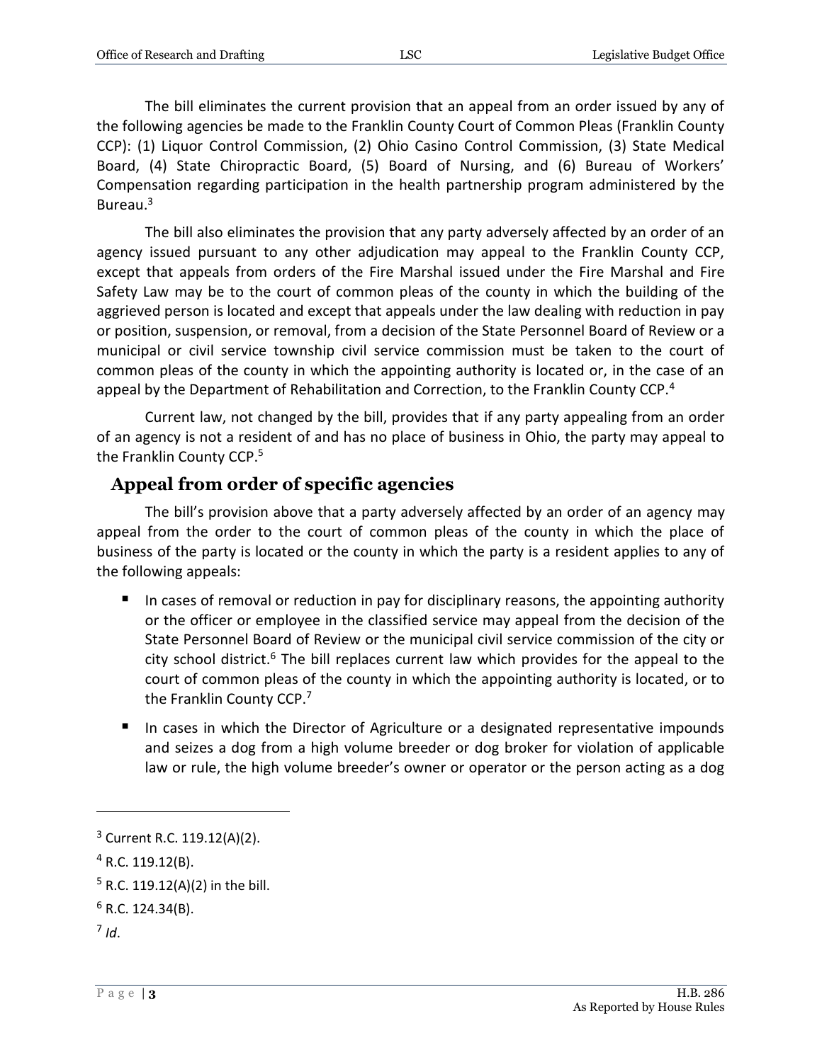The bill eliminates the current provision that an appeal from an order issued by any of the following agencies be made to the Franklin County Court of Common Pleas (Franklin County CCP): (1) Liquor Control Commission, (2) Ohio Casino Control Commission, (3) State Medical Board, (4) State Chiropractic Board, (5) Board of Nursing, and (6) Bureau of Workers' Compensation regarding participation in the health partnership program administered by the Bureau.[3]

The bill also eliminates the provision that any party adversely affected by an order of an agency issued pursuant to any other adjudication may appeal to the Franklin County CCP, except that appeals from orders of the Fire Marshal issued under the Fire Marshal and Fire Safety Law may be to the court of common pleas of the county in which the building of the aggrieved person is located and except that appeals under the law dealing with reduction in pay or position, suspension, or removal, from a decision of the State Personnel Board of Review or a municipal or civil service township civil service commission must be taken to the court of common pleas of the county in which the appointing authority is located or, in the case of an appeal by the Department of Rehabilitation and Correction, to the Franklin County CCP.[4]

Current law, not changed by the bill, provides that if any party appealing from an order of an agency is not a resident of and has no place of business in Ohio, the party may appeal to the Franklin County CCP.[5]

## Appeal from order of specific agencies

The bill's provision above that a party adversely affected by an order of an agency may appeal from the order to the court of common pleas of the county in which the place of business of the party is located or the county in which the party is a resident applies to any of the following appeals:

- In cases of removal or reduction in pay for disciplinary reasons, the appointing authority or the officer or employee in the classified service may appeal from the decision of the State Personnel Board of Review or the municipal civil service commission of the city or city school district.[6] The bill replaces current law which provides for the appeal to the court of common pleas of the county in which the appointing authority is located, or to the Franklin County CCP.[7]
- In cases in which the Director of Agriculture or a designated representative impounds and seizes a dog from a high volume breeder or dog broker for violation of applicable law or rule, the high volume breeder's owner or operator or the person acting as a dog

---

[3] Current R.C. 119.12(A)(2).

[4] R.C. 119.12(B).

[5] R.C. 119.12(A)(2) in the bill.

[6] R.C. 124.34(B).

[7] *Id*.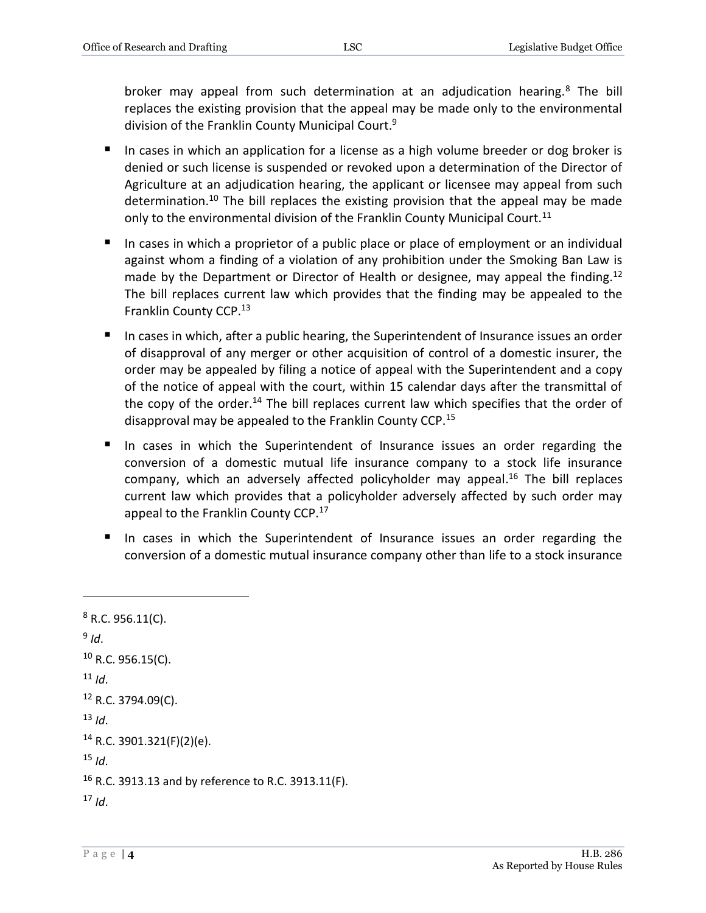broker may appeal from such determination at an adjudication hearing.[8] The bill replaces the existing provision that the appeal may be made only to the environmental division of the Franklin County Municipal Court.[9]

- In cases in which an application for a license as a high volume breeder or dog broker is denied or such license is suspended or revoked upon a determination of the Director of Agriculture at an adjudication hearing, the applicant or licensee may appeal from such determination.[10] The bill replaces the existing provision that the appeal may be made only to the environmental division of the Franklin County Municipal Court.[11]
- In cases in which a proprietor of a public place or place of employment or an individual against whom a finding of a violation of any prohibition under the Smoking Ban Law is made by the Department or Director of Health or designee, may appeal the finding.[12] The bill replaces current law which provides that the finding may be appealed to the Franklin County CCP.[13]
- In cases in which, after a public hearing, the Superintendent of Insurance issues an order of disapproval of any merger or other acquisition of control of a domestic insurer, the order may be appealed by filing a notice of appeal with the Superintendent and a copy of the notice of appeal with the court, within 15 calendar days after the transmittal of the copy of the order.[14] The bill replaces current law which specifies that the order of disapproval may be appealed to the Franklin County CCP.[15]
- In cases in which the Superintendent of Insurance issues an order regarding the conversion of a domestic mutual life insurance company to a stock life insurance company, which an adversely affected policyholder may appeal.[16] The bill replaces current law which provides that a policyholder adversely affected by such order may appeal to the Franklin County CCP.[17]
- In cases in which the Superintendent of Insurance issues an order regarding the conversion of a domestic mutual insurance company other than life to a stock insurance

---

[8] R.C. 956.11(C).

[9] *Id*.

[10] R.C. 956.15(C).

[11] *Id*.

[12] R.C. 3794.09(C).

[13] *Id*.

[14] R.C. 3901.321(F)(2)(e).

[15] *Id*.

[16] R.C. 3913.13 and by reference to R.C. 3913.11(F).

[17] *Id*.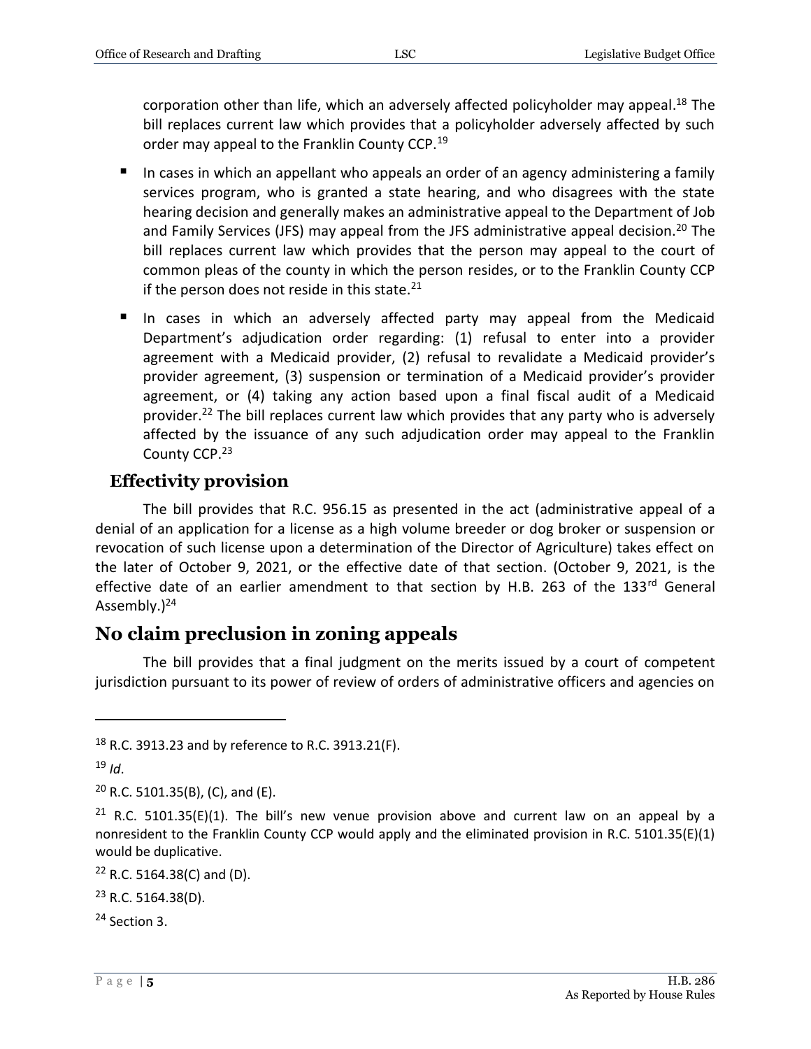corporation other than life, which an adversely affected policyholder may appeal.[18] The bill replaces current law which provides that a policyholder adversely affected by such order may appeal to the Franklin County CCP.[19]

- In cases in which an appellant who appeals an order of an agency administering a family services program, who is granted a state hearing, and who disagrees with the state hearing decision and generally makes an administrative appeal to the Department of Job and Family Services (JFS) may appeal from the JFS administrative appeal decision.[20] The bill replaces current law which provides that the person may appeal to the court of common pleas of the county in which the person resides, or to the Franklin County CCP if the person does not reside in this state.[21]
- In cases in which an adversely affected party may appeal from the Medicaid Department's adjudication order regarding: (1) refusal to enter into a provider agreement with a Medicaid provider, (2) refusal to revalidate a Medicaid provider's provider agreement, (3) suspension or termination of a Medicaid provider's provider agreement, or (4) taking any action based upon a final fiscal audit of a Medicaid provider.[22] The bill replaces current law which provides that any party who is adversely affected by the issuance of any such adjudication order may appeal to the Franklin County CCP.[23]

### Effectivity provision

The bill provides that R.C. 956.15 as presented in the act (administrative appeal of a denial of an application for a license as a high volume breeder or dog broker or suspension or revocation of such license upon a determination of the Director of Agriculture) takes effect on the later of October 9, 2021, or the effective date of that section. (October 9, 2021, is the effective date of an earlier amendment to that section by H.B. 263 of the 133rd General Assembly.)[24]

## No claim preclusion in zoning appeals

The bill provides that a final judgment on the merits issued by a court of competent jurisdiction pursuant to its power of review of orders of administrative officers and agencies on

---

[18] R.C. 3913.23 and by reference to R.C. 3913.21(F).

[19] *Id*.

[20] R.C. 5101.35(B), (C), and (E).

[21] R.C. 5101.35(E)(1). The bill's new venue provision above and current law on an appeal by a nonresident to the Franklin County CCP would apply and the eliminated provision in R.C. 5101.35(E)(1) would be duplicative.

[22] R.C. 5164.38(C) and (D).

[23] R.C. 5164.38(D).

[24] Section 3.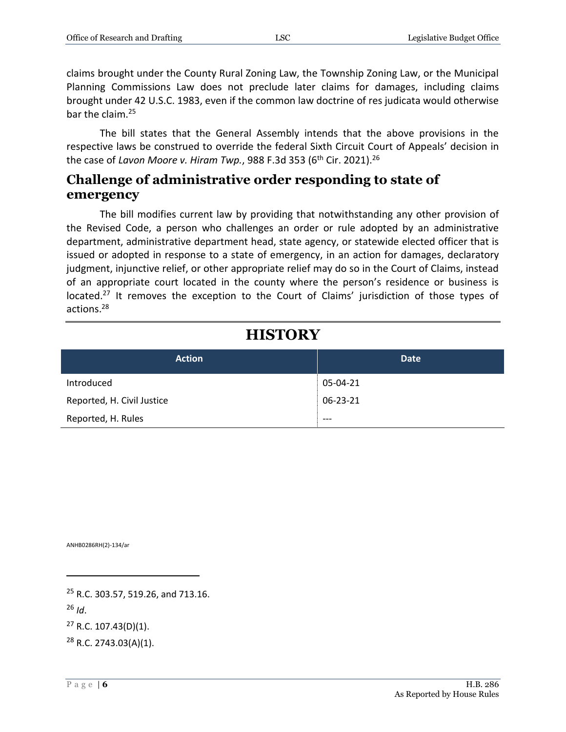claims brought under the County Rural Zoning Law, the Township Zoning Law, or the Municipal Planning Commissions Law does not preclude later claims for damages, including claims brought under 42 U.S.C. 1983, even if the common law doctrine of res judicata would otherwise bar the claim.[25]

The bill states that the General Assembly intends that the above provisions in the respective laws be construed to override the federal Sixth Circuit Court of Appeals' decision in the case of *Lavon Moore v. Hiram Twp.*, 988 F.3d 353 (6th Cir. 2021).[26]

## Challenge of administrative order responding to state of emergency

The bill modifies current law by providing that notwithstanding any other provision of the Revised Code, a person who challenges an order or rule adopted by an administrative department, administrative department head, state agency, or statewide elected officer that is issued or adopted in response to a state of emergency, in an action for damages, declaratory judgment, injunctive relief, or other appropriate relief may do so in the Court of Claims, instead of an appropriate court located in the county where the person's residence or business is located.[27] It removes the exception to the Court of Claims' jurisdiction of those types of actions.[28]

# HISTORY

| Action | Date |
|---|---|
| Introduced | 05-04-21 |
| Reported, H. Civil Justice | 06-23-21 |
| Reported, H. Rules | --- |

ANHB0286RH(2)-134/ar

[25] R.C. 303.57, 519.26, and 713.16.

[26] *Id*.

[27] R.C. 107.43(D)(1).

[28] R.C. 2743.03(A)(1).